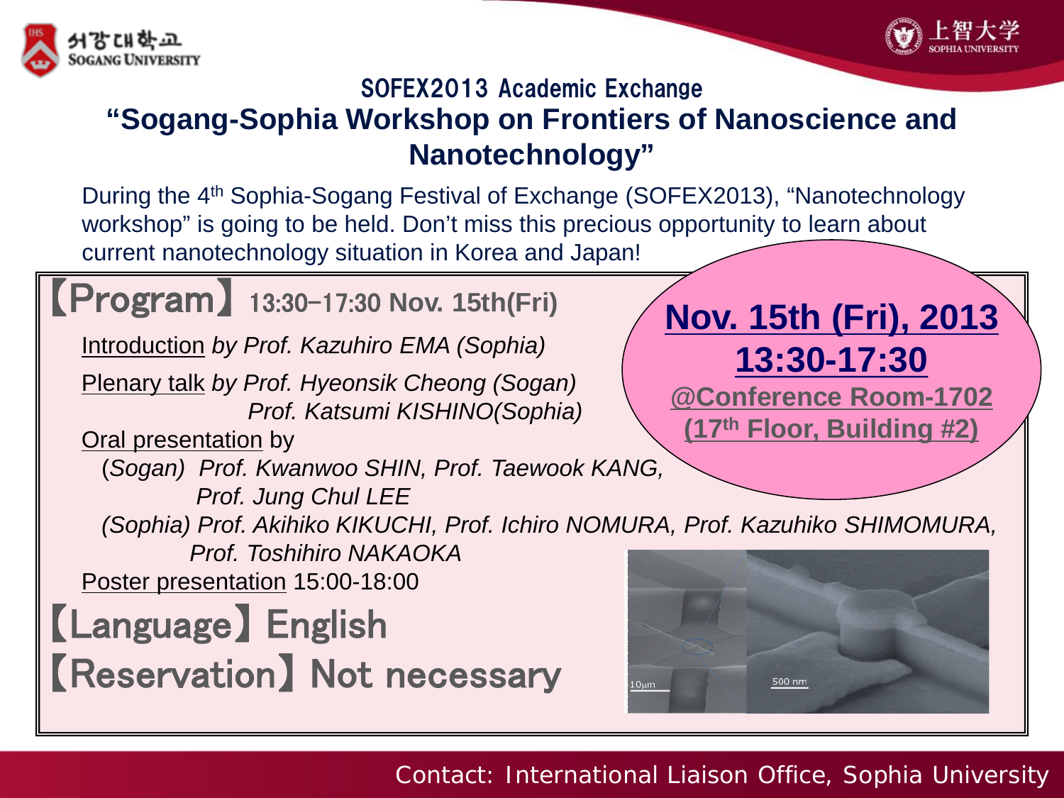## SOFEX2013 Academic Exchange

# "Sogang-Sophia Workshop on Frontiers of Nanoscience and Nanotechnology"

During the 4th Sophia-Sogang Festival of Exchange (SOFEX2013), "Nanotechnology workshop" is going to be held. Don't miss this precious opportunity to learn about current nanotechnology situation in Korea and Japan!

**Nov. 15th (Fri), 2013**
**13:30-17:30**
**@Conference Room-1702**
**(17th Floor, Building #2)**

## 【Program】 13:30-17:30 Nov. 15th(Fri)

Introduction *by Prof. Kazuhiro EMA (Sophia)*

Plenary talk *by Prof. Hyeonsik Cheong (Sogan)*
*Prof. Katsumi KISHINO(Sophia)*

Oral presentation by
(*Sogan) Prof. Kwanwoo SHIN, Prof. Taewook KANG,*
*Prof. Jung Chul LEE*
*(Sophia) Prof. Akihiko KIKUCHI, Prof. Ichiro NOMURA, Prof. Kazuhiko SHIMOMURA,*
*Prof. Toshihiro NAKAOKA*

Poster presentation 15:00-18:00

## 【Language】 English

## 【Reservation】 Not necessary

Contact: International Liaison Office, Sophia University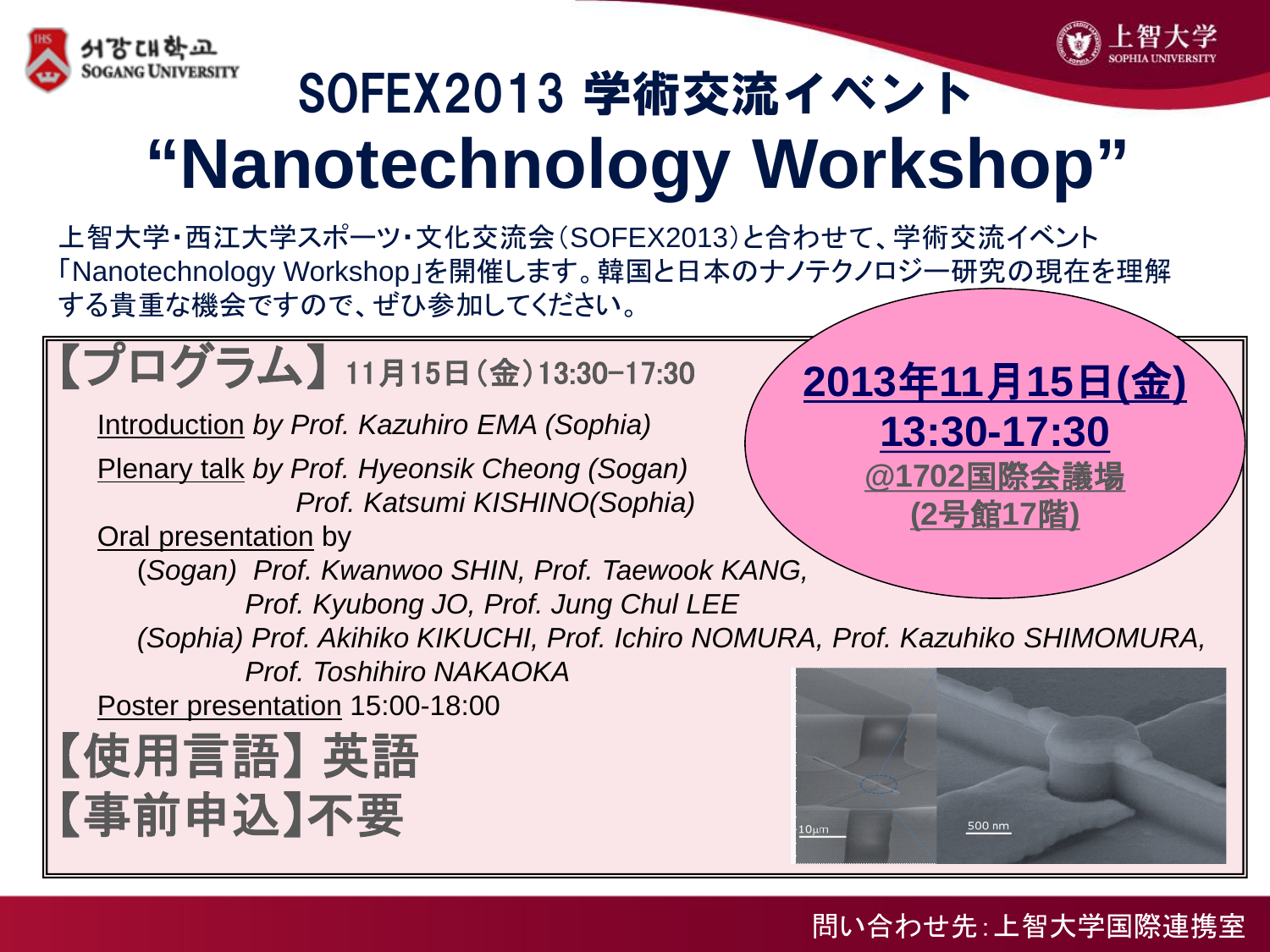서강대학교 SOGANG UNIVERSITY

上智大学 SOPHIA UNIVERSITY

# SOFEX2013 学術交流イベント

# "Nanotechnology Workshop"

上智大学・西江大学スポーツ・文化交流会（SOFEX2013）と合わせて、学術交流イベント「Nanotechnology Workshop」を開催します。韓国と日本のナノテクノロジー研究の現在を理解する貴重な機会ですので、ぜひ参加してください。

**2013年11月15日(金)**
**13:30-17:30**
**@1702国際会議場**
**(2号館17階)**

## 【プログラム】 11月15日（金）13:30-17:30

Introduction *by Prof. Kazuhiro EMA (Sophia)*

Plenary talk *by Prof. Hyeonsik Cheong (Sogan)*
*Prof. Katsumi KISHINO(Sophia)*

Oral presentation by
(*Sogan*) *Prof. Kwanwoo SHIN, Prof. Taewook KANG,*
*Prof. Kyubong JO, Prof. Jung Chul LEE*
*(Sophia) Prof. Akihiko KIKUCHI, Prof. Ichiro NOMURA, Prof. Kazuhiko SHIMOMURA,*
*Prof. Toshihiro NAKAOKA*

Poster presentation 15:00-18:00

## 【使用言語】英語

## 【事前申込】不要

問い合わせ先：上智大学国際連携室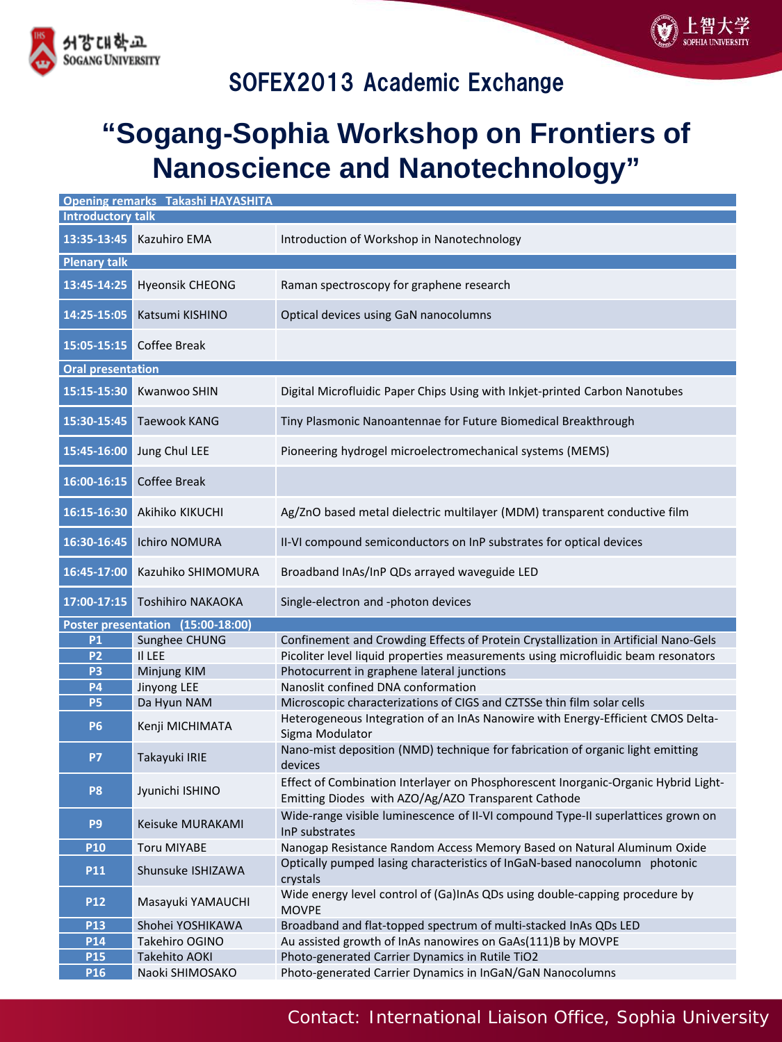Sogang University

上智大学 SOPHIA UNIVERSITY

## SOFEX2013 Academic Exchange

# "Sogang-Sophia Workshop on Frontiers of Nanoscience and Nanotechnology"

| | | |
|---|---|---|
| **Opening remarks Takashi HAYASHITA** | | |
| **Introductory talk** | | |
| **13:35-13:45** | Kazuhiro EMA | Introduction of Workshop in Nanotechnology |
| **Plenary talk** | | |
| **13:45-14:25** | Hyeonsik CHEONG | Raman spectroscopy for graphene research |
| **14:25-15:05** | Katsumi KISHINO | Optical devices using GaN nanocolumns |
| **15:05-15:15** | Coffee Break | |
| **Oral presentation** | | |
| **15:15-15:30** | Kwanwoo SHIN | Digital Microfluidic Paper Chips Using with Inkjet-printed Carbon Nanotubes |
| **15:30-15:45** | Taewook KANG | Tiny Plasmonic Nanoantennae for Future Biomedical Breakthrough |
| **15:45-16:00** | Jung Chul LEE | Pioneering hydrogel microelectromechanical systems (MEMS) |
| **16:00-16:15** | Coffee Break | |
| **16:15-16:30** | Akihiko KIKUCHI | Ag/ZnO based metal dielectric multilayer (MDM) transparent conductive film |
| **16:30-16:45** | Ichiro NOMURA | II-VI compound semiconductors on InP substrates for optical devices |
| **16:45-17:00** | Kazuhiko SHIMOMURA | Broadband InAs/InP QDs arrayed waveguide LED |
| **17:00-17:15** | Toshihiro NAKAOKA | Single-electron and -photon devices |
| **Poster presentation (15:00-18:00)** | | |
| **P1** | Sunghee CHUNG | Confinement and Crowding Effects of Protein Crystallization in Artificial Nano-Gels |
| **P2** | Il LEE | Picoliter level liquid properties measurements using microfluidic beam resonators |
| **P3** | Minjung KIM | Photocurrent in graphene lateral junctions |
| **P4** | Jinyong LEE | Nanoslit confined DNA conformation |
| **P5** | Da Hyun NAM | Microscopic characterizations of CIGS and CZTSSe thin film solar cells |
| **P6** | Kenji MICHIMATA | Heterogeneous Integration of an InAs Nanowire with Energy-Efficient CMOS Delta-Sigma Modulator |
| **P7** | Takayuki IRIE | Nano-mist deposition (NMD) technique for fabrication of organic light emitting devices |
| **P8** | Jyunichi ISHINO | Effect of Combination Interlayer on Phosphorescent Inorganic-Organic Hybrid Light-Emitting Diodes with AZO/Ag/AZO Transparent Cathode |
| **P9** | Keisuke MURAKAMI | Wide-range visible luminescence of II-VI compound Type-II superlattices grown on InP substrates |
| **P10** | Toru MIYABE | Nanogap Resistance Random Access Memory Based on Natural Aluminum Oxide |
| **P11** | Shunsuke ISHIZAWA | Optically pumped lasing characteristics of InGaN-based nanocolumn photonic crystals |
| **P12** | Masayuki YAMAUCHI | Wide energy level control of (Ga)InAs QDs using double-capping procedure by MOVPE |
| **P13** | Shohei YOSHIKAWA | Broadband and flat-topped spectrum of multi-stacked InAs QDs LED |
| **P14** | Takehiro OGINO | Au assisted growth of InAs nanowires on GaAs(111)B by MOVPE |
| **P15** | Takehito AOKI | Photo-generated Carrier Dynamics in Rutile $TiO_2$ |
| **P16** | Naoki SHIMOSAKO | Photo-generated Carrier Dynamics in InGaN/GaN Nanocolumns |

Contact: International Liaison Office, Sophia University